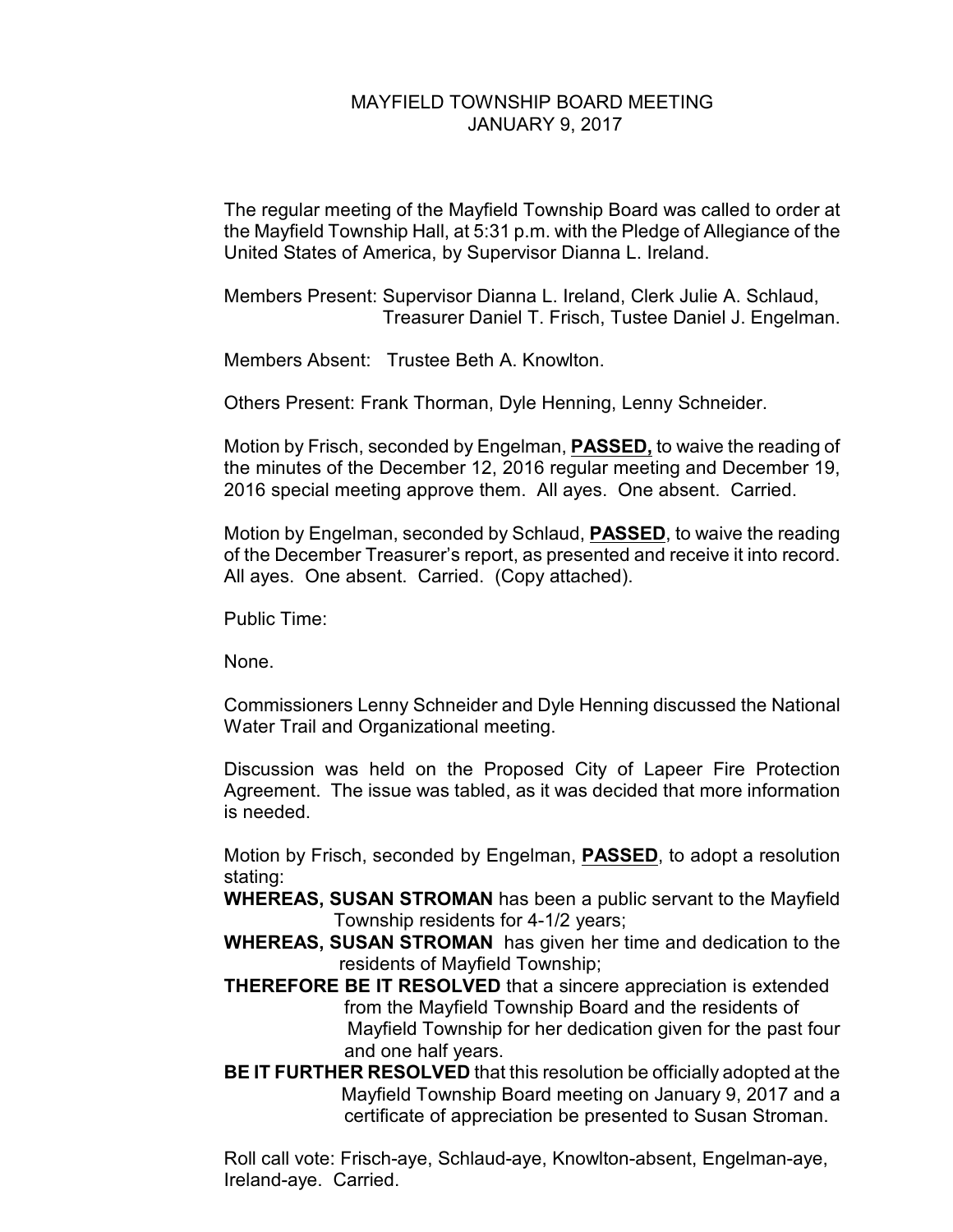# MAYFIELD TOWNSHIP BOARD MEETING
## JANUARY 9, 2017

The regular meeting of the Mayfield Township Board was called to order at the Mayfield Township Hall, at 5:31 p.m. with the Pledge of Allegiance of the United States of America, by Supervisor Dianna L. Ireland.

Members Present: Supervisor Dianna L. Ireland, Clerk Julie A. Schlaud, Treasurer Daniel T. Frisch, Tustee Daniel J. Engelman.

Members Absent: Trustee Beth A. Knowlton.

Others Present: Frank Thorman, Dyle Henning, Lenny Schneider.

Motion by Frisch, seconded by Engelman, **PASSED,** to waive the reading of the minutes of the December 12, 2016 regular meeting and December 19, 2016 special meeting approve them. All ayes. One absent. Carried.

Motion by Engelman, seconded by Schlaud, **PASSED**, to waive the reading of the December Treasurer's report, as presented and receive it into record. All ayes. One absent. Carried. (Copy attached).

Public Time:

None.

Commissioners Lenny Schneider and Dyle Henning discussed the National Water Trail and Organizational meeting.

Discussion was held on the Proposed City of Lapeer Fire Protection Agreement. The issue was tabled, as it was decided that more information is needed.

Motion by Frisch, seconded by Engelman, **PASSED**, to adopt a resolution stating:

**WHEREAS, SUSAN STROMAN** has been a public servant to the Mayfield Township residents for 4-1/2 years;

**WHEREAS, SUSAN STROMAN** has given her time and dedication to the residents of Mayfield Township;

**THEREFORE BE IT RESOLVED** that a sincere appreciation is extended from the Mayfield Township Board and the residents of Mayfield Township for her dedication given for the past four and one half years.

**BE IT FURTHER RESOLVED** that this resolution be officially adopted at the Mayfield Township Board meeting on January 9, 2017 and a certificate of appreciation be presented to Susan Stroman.

Roll call vote: Frisch-aye, Schlaud-aye, Knowlton-absent, Engelman-aye, Ireland-aye. Carried.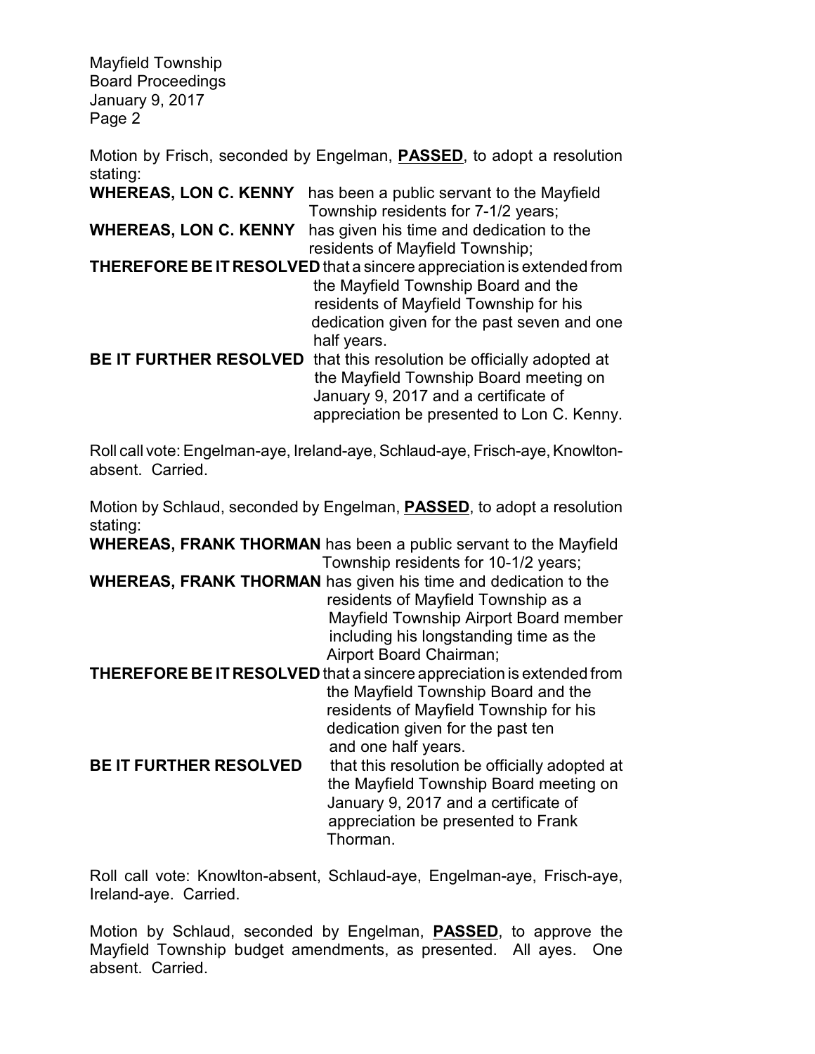Motion by Frisch, seconded by Engelman, **PASSED**, to adopt a resolution stating:

**WHEREAS, LON C. KENNY** has been a public servant to the Mayfield Township residents for 7-1/2 years;

**WHEREAS, LON C. KENNY** has given his time and dedication to the residents of Mayfield Township;

**THEREFORE BE IT RESOLVED** that a sincere appreciation is extended from the Mayfield Township Board and the residents of Mayfield Township for his dedication given for the past seven and one half years.

**BE IT FURTHER RESOLVED** that this resolution be officially adopted at the Mayfield Township Board meeting on January 9, 2017 and a certificate of appreciation be presented to Lon C. Kenny.

Roll call vote: Engelman-aye, Ireland-aye, Schlaud-aye, Frisch-aye, Knowlton-absent. Carried.

Motion by Schlaud, seconded by Engelman, **PASSED**, to adopt a resolution stating:

**WHEREAS, FRANK THORMAN** has been a public servant to the Mayfield Township residents for 10-1/2 years;

**WHEREAS, FRANK THORMAN** has given his time and dedication to the residents of Mayfield Township as a Mayfield Township Airport Board member including his longstanding time as the Airport Board Chairman;

**THEREFORE BE IT RESOLVED** that a sincere appreciation is extended from the Mayfield Township Board and the residents of Mayfield Township for his dedication given for the past ten and one half years.

**BE IT FURTHER RESOLVED** that this resolution be officially adopted at the Mayfield Township Board meeting on January 9, 2017 and a certificate of appreciation be presented to Frank Thorman.

Roll call vote: Knowlton-absent, Schlaud-aye, Engelman-aye, Frisch-aye, Ireland-aye. Carried.

Motion by Schlaud, seconded by Engelman, **PASSED**, to approve the Mayfield Township budget amendments, as presented. All ayes. One absent. Carried.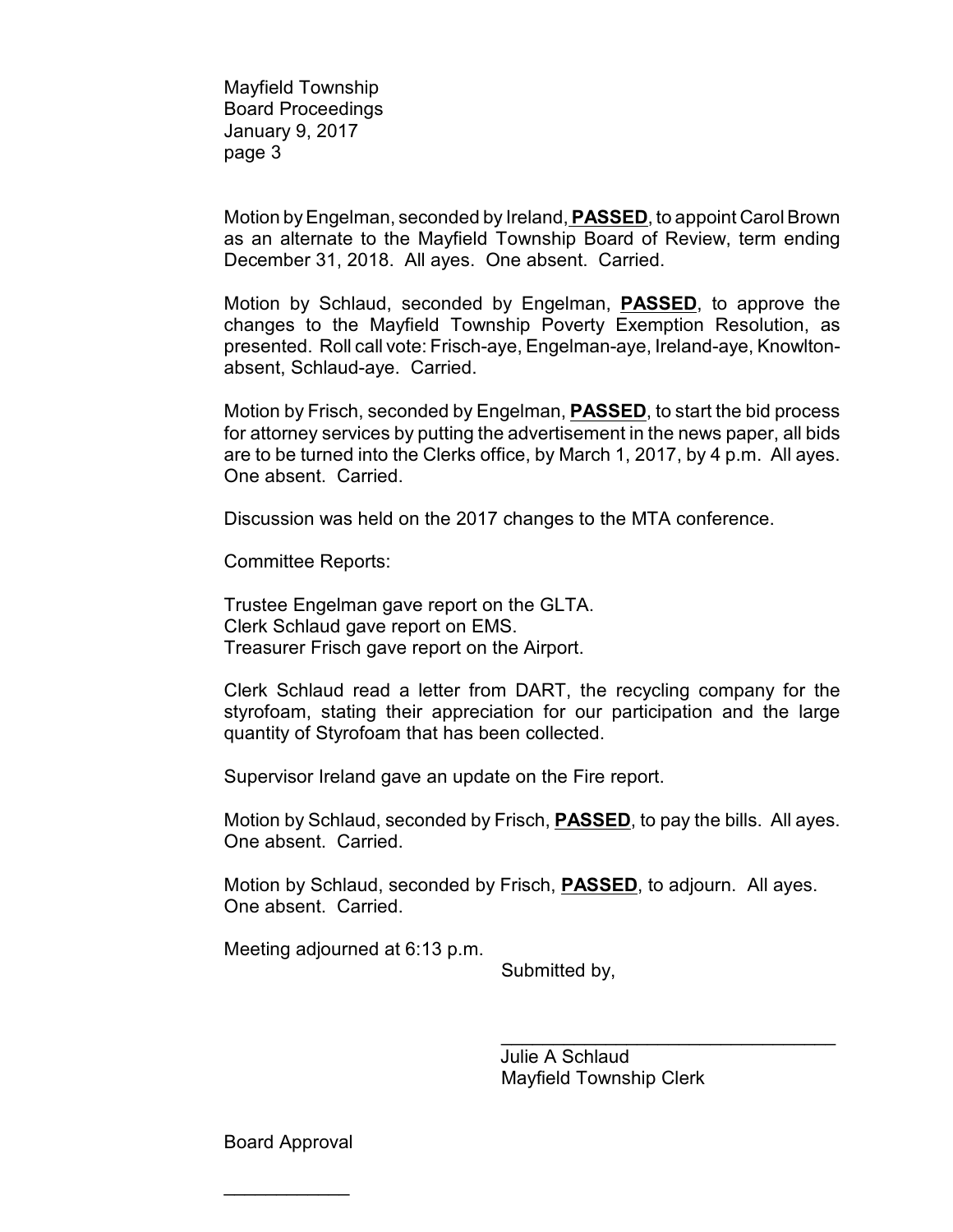Motion by Engelman, seconded by Ireland, **PASSED**, to appoint Carol Brown as an alternate to the Mayfield Township Board of Review, term ending December 31, 2018. All ayes. One absent. Carried.

Motion by Schlaud, seconded by Engelman, **PASSED**, to approve the changes to the Mayfield Township Poverty Exemption Resolution, as presented. Roll call vote: Frisch-aye, Engelman-aye, Ireland-aye, Knowlton-absent, Schlaud-aye. Carried.

Motion by Frisch, seconded by Engelman, **PASSED**, to start the bid process for attorney services by putting the advertisement in the news paper, all bids are to be turned into the Clerks office, by March 1, 2017, by 4 p.m. All ayes. One absent. Carried.

Discussion was held on the 2017 changes to the MTA conference.

Committee Reports:

Trustee Engelman gave report on the GLTA.
Clerk Schlaud gave report on EMS.
Treasurer Frisch gave report on the Airport.

Clerk Schlaud read a letter from DART, the recycling company for the styrofoam, stating their appreciation for our participation and the large quantity of Styrofoam that has been collected.

Supervisor Ireland gave an update on the Fire report.

Motion by Schlaud, seconded by Frisch, **PASSED**, to pay the bills. All ayes. One absent. Carried.

Motion by Schlaud, seconded by Frisch, **PASSED**, to adjourn. All ayes. One absent. Carried.

Meeting adjourned at 6:13 p.m.

Submitted by,

_________________________________
Julie A Schlaud
Mayfield Township Clerk

Board Approval

____________